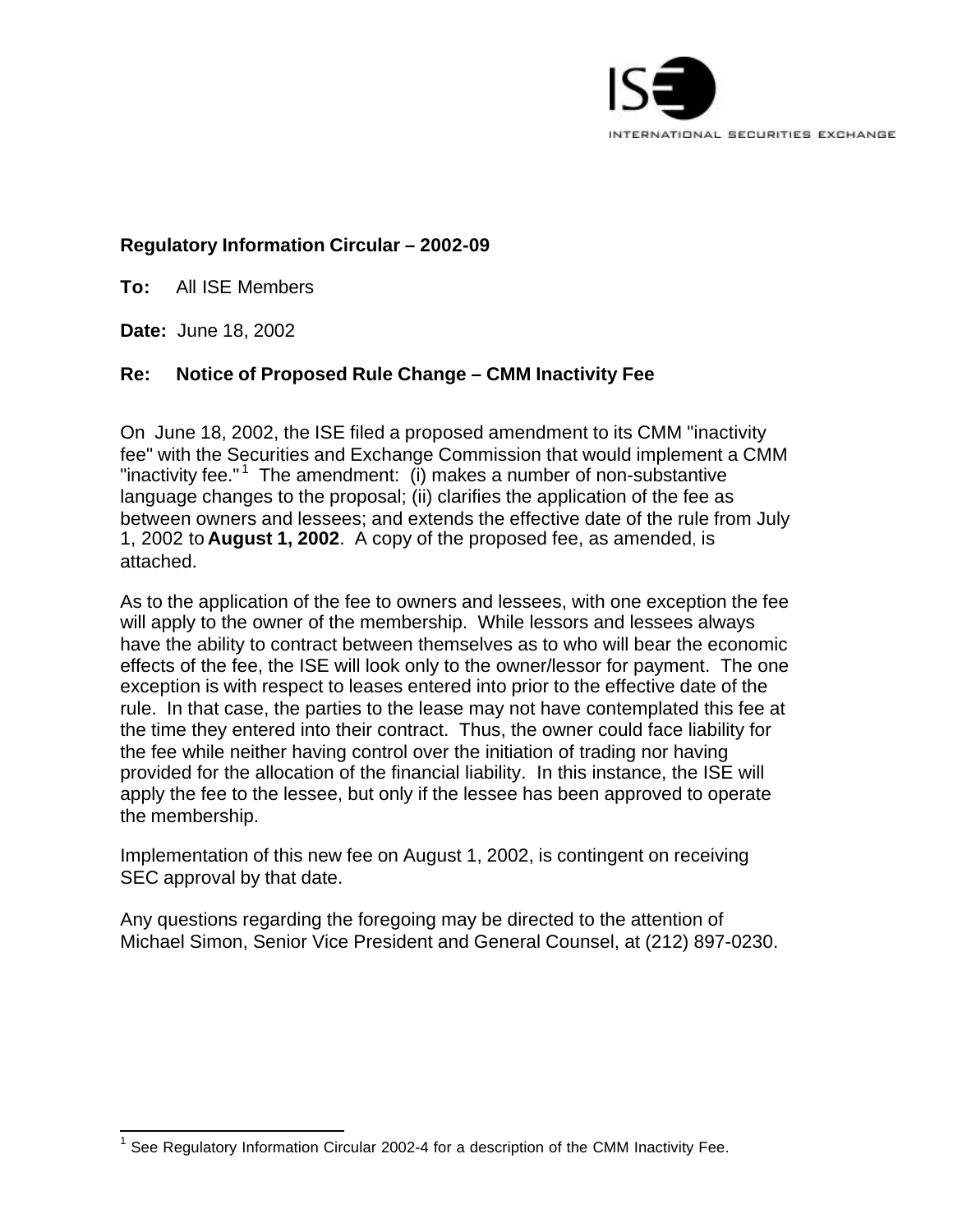ISE

INTERNATIONAL SECURITIES EXCHANGE

**Regulatory Information Circular – 2002-09**

**To:** All ISE Members

**Date:** June 18, 2002

**Re: Notice of Proposed Rule Change – CMM Inactivity Fee**

On June 18, 2002, the ISE filed a proposed amendment to its CMM "inactivity fee" with the Securities and Exchange Commission that would implement a CMM "inactivity fee."[1] The amendment: (i) makes a number of non-substantive language changes to the proposal; (ii) clarifies the application of the fee as between owners and lessees; and extends the effective date of the rule from July 1, 2002 to **August 1, 2002**. A copy of the proposed fee, as amended, is attached.

As to the application of the fee to owners and lessees, with one exception the fee will apply to the owner of the membership. While lessors and lessees always have the ability to contract between themselves as to who will bear the economic effects of the fee, the ISE will look only to the owner/lessor for payment. The one exception is with respect to leases entered into prior to the effective date of the rule. In that case, the parties to the lease may not have contemplated this fee at the time they entered into their contract. Thus, the owner could face liability for the fee while neither having control over the initiation of trading nor having provided for the allocation of the financial liability. In this instance, the ISE will apply the fee to the lessee, but only if the lessee has been approved to operate the membership.

Implementation of this new fee on August 1, 2002, is contingent on receiving SEC approval by that date.

Any questions regarding the foregoing may be directed to the attention of Michael Simon, Senior Vice President and General Counsel, at (212) 897-0230.

---

[1] See Regulatory Information Circular 2002-4 for a description of the CMM Inactivity Fee.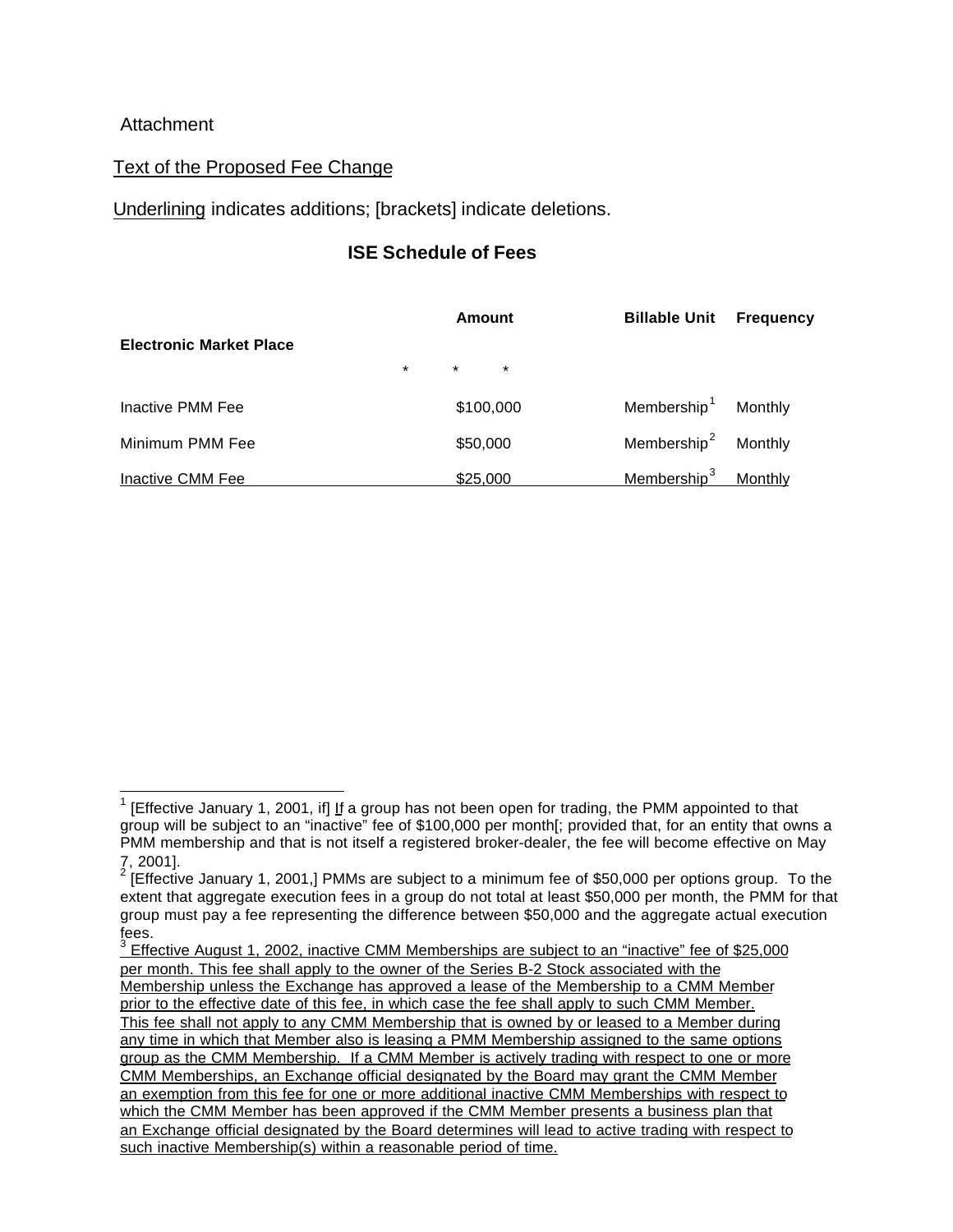Attachment

Text of the Proposed Fee Change

Underlining indicates additions; [brackets] indicate deletions.

## ISE Schedule of Fees

| | Amount | Billable Unit | Frequency |
|---|---|---|---|
| **Electronic Market Place** | | | |
| * * * | | | |
| Inactive PMM Fee | $100,000 | Membership[1] | Monthly |
| Minimum PMM Fee | $50,000 | Membership[2] | Monthly |
| Inactive CMM Fee | $25,000 | Membership[3] | Monthly |

[1] [Effective January 1, 2001, if] If a group has not been open for trading, the PMM appointed to that group will be subject to an "inactive" fee of $100,000 per month[; provided that, for an entity that owns a PMM membership and that is not itself a registered broker-dealer, the fee will become effective on May 7, 2001].

[2] [Effective January 1, 2001,] PMMs are subject to a minimum fee of $50,000 per options group. To the extent that aggregate execution fees in a group do not total at least $50,000 per month, the PMM for that group must pay a fee representing the difference between $50,000 and the aggregate actual execution fees.

[3] Effective August 1, 2002, inactive CMM Memberships are subject to an "inactive" fee of $25,000 per month. This fee shall apply to the owner of the Series B-2 Stock associated with the Membership unless the Exchange has approved a lease of the Membership to a CMM Member prior to the effective date of this fee, in which case the fee shall apply to such CMM Member. This fee shall not apply to any CMM Membership that is owned by or leased to a Member during any time in which that Member also is leasing a PMM Membership assigned to the same options group as the CMM Membership. If a CMM Member is actively trading with respect to one or more CMM Memberships, an Exchange official designated by the Board may grant the CMM Member an exemption from this fee for one or more additional inactive CMM Memberships with respect to which the CMM Member has been approved if the CMM Member presents a business plan that an Exchange official designated by the Board determines will lead to active trading with respect to such inactive Membership(s) within a reasonable period of time.